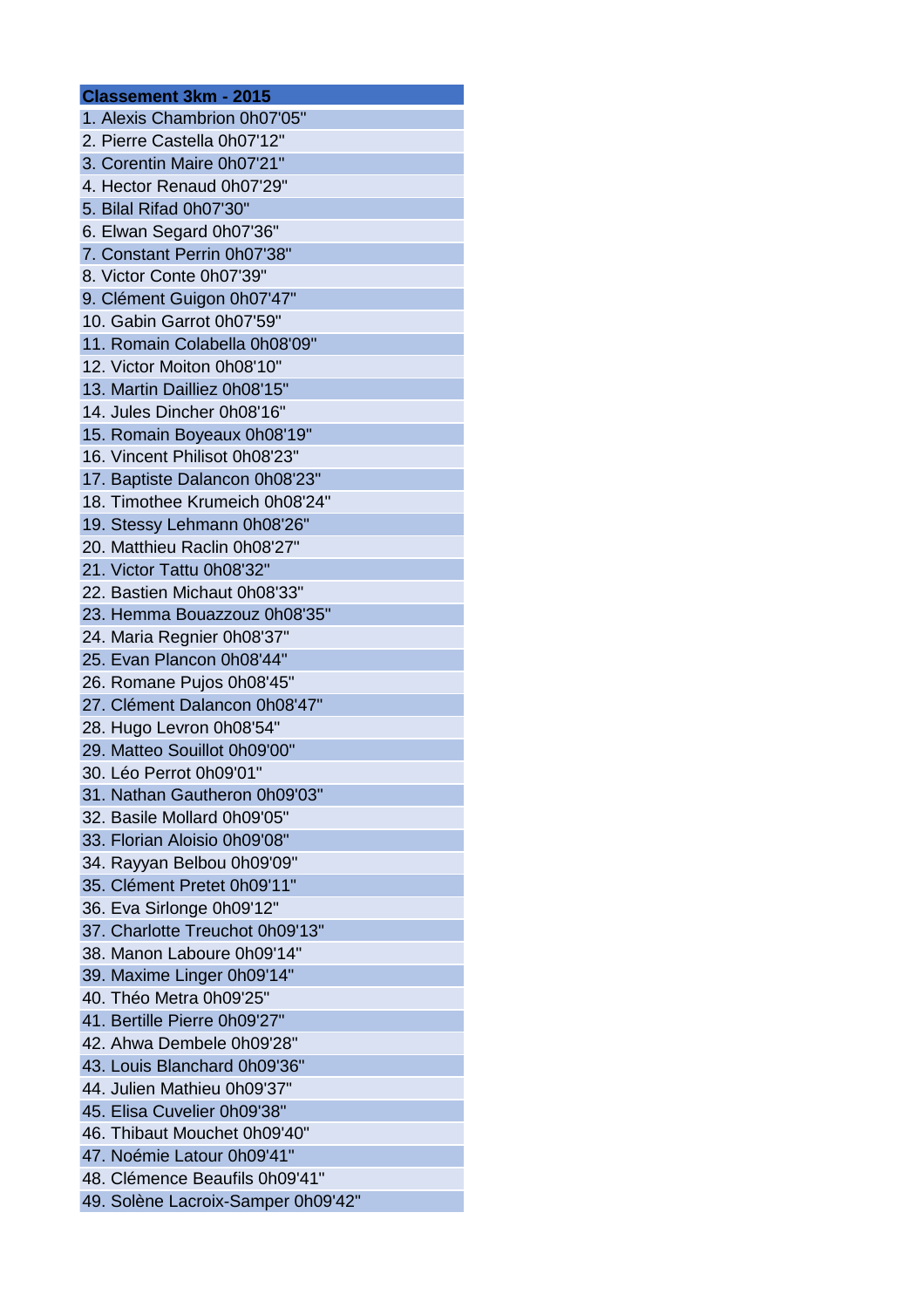| Classement 3km - 2015 |
|---|
| 1. Alexis Chambrion 0h07'05" |
| 2. Pierre Castella 0h07'12" |
| 3. Corentin Maire 0h07'21" |
| 4. Hector Renaud 0h07'29" |
| 5. Bilal Rifad 0h07'30" |
| 6. Elwan Segard 0h07'36" |
| 7. Constant Perrin 0h07'38" |
| 8. Victor Conte 0h07'39" |
| 9. Clément Guigon 0h07'47" |
| 10. Gabin Garrot 0h07'59" |
| 11. Romain Colabella 0h08'09" |
| 12. Victor Moiton 0h08'10" |
| 13. Martin Dailliez 0h08'15" |
| 14. Jules Dincher 0h08'16" |
| 15. Romain Boyeaux 0h08'19" |
| 16. Vincent Philisot 0h08'23" |
| 17. Baptiste Dalancon 0h08'23" |
| 18. Timothee Krumeich 0h08'24" |
| 19. Stessy Lehmann 0h08'26" |
| 20. Matthieu Raclin 0h08'27" |
| 21. Victor Tattu 0h08'32" |
| 22. Bastien Michaut 0h08'33" |
| 23. Hemma Bouazzouz 0h08'35" |
| 24. Maria Regnier 0h08'37" |
| 25. Evan Plancon 0h08'44" |
| 26. Romane Pujos 0h08'45" |
| 27. Clément Dalancon 0h08'47" |
| 28. Hugo Levron 0h08'54" |
| 29. Matteo Souillot 0h09'00" |
| 30. Léo Perrot 0h09'01" |
| 31. Nathan Gautheron 0h09'03" |
| 32. Basile Mollard 0h09'05" |
| 33. Florian Aloisio 0h09'08" |
| 34. Rayyan Belbou 0h09'09" |
| 35. Clément Pretet 0h09'11" |
| 36. Eva Sirlonge 0h09'12" |
| 37. Charlotte Treuchot 0h09'13" |
| 38. Manon Laboure 0h09'14" |
| 39. Maxime Linger 0h09'14" |
| 40. Théo Metra 0h09'25" |
| 41. Bertille Pierre 0h09'27" |
| 42. Ahwa Dembele 0h09'28" |
| 43. Louis Blanchard 0h09'36" |
| 44. Julien Mathieu 0h09'37" |
| 45. Elisa Cuvelier 0h09'38" |
| 46. Thibaut Mouchet 0h09'40" |
| 47. Noémie Latour 0h09'41" |
| 48. Clémence Beaufils 0h09'41" |
| 49. Solène Lacroix-Samper 0h09'42" |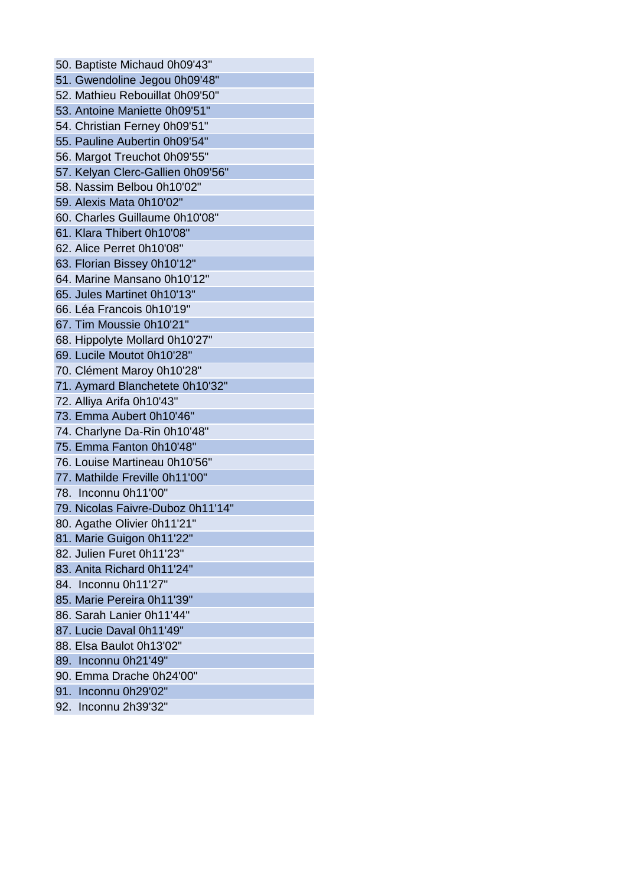50. Baptiste Michaud 0h09'43"
51. Gwendoline Jegou 0h09'48"
52. Mathieu Rebouillat 0h09'50"
53. Antoine Maniette 0h09'51"
54. Christian Ferney 0h09'51"
55. Pauline Aubertin 0h09'54"
56. Margot Treuchot 0h09'55"
57. Kelyan Clerc-Gallien 0h09'56"
58. Nassim Belbou 0h10'02"
59. Alexis Mata 0h10'02"
60. Charles Guillaume 0h10'08"
61. Klara Thibert 0h10'08"
62. Alice Perret 0h10'08"
63. Florian Bissey 0h10'12"
64. Marine Mansano 0h10'12"
65. Jules Martinet 0h10'13"
66. Léa Francois 0h10'19"
67. Tim Moussie 0h10'21"
68. Hippolyte Mollard 0h10'27"
69. Lucile Moutot 0h10'28"
70. Clément Maroy 0h10'28"
71. Aymard Blanchetete 0h10'32"
72. Alliya Arifa 0h10'43"
73. Emma Aubert 0h10'46"
74. Charlyne Da-Rin 0h10'48"
75. Emma Fanton 0h10'48"
76. Louise Martineau 0h10'56"
77. Mathilde Freville 0h11'00"
78. Inconnu 0h11'00"
79. Nicolas Faivre-Duboz 0h11'14"
80. Agathe Olivier 0h11'21"
81. Marie Guigon 0h11'22"
82. Julien Furet 0h11'23"
83. Anita Richard 0h11'24"
84. Inconnu 0h11'27"
85. Marie Pereira 0h11'39"
86. Sarah Lanier 0h11'44"
87. Lucie Daval 0h11'49"
88. Elsa Baulot 0h13'02"
89. Inconnu 0h21'49"
90. Emma Drache 0h24'00"
91. Inconnu 0h29'02"
92. Inconnu 2h39'32"